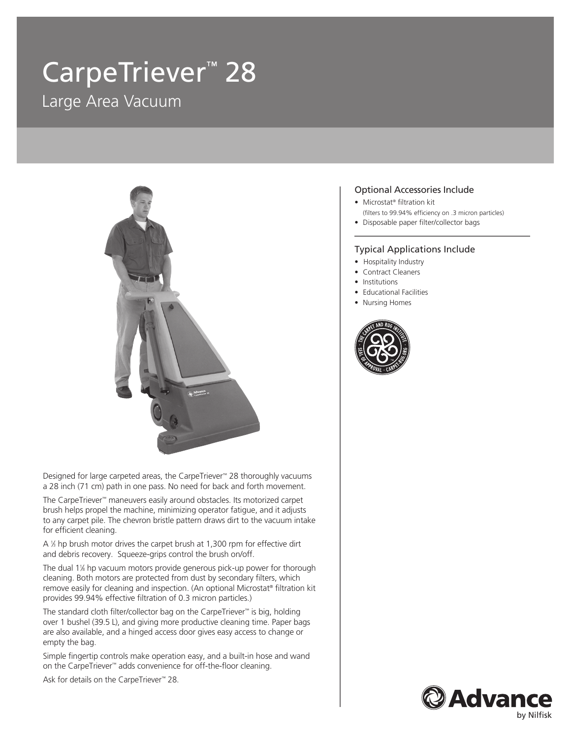# CarpeTriever™ 28

## Large Area Vacuum

Designed for large carpeted areas, the CarpeTriever™ 28 thoroughly vacuums a 28 inch (71 cm) path in one pass. No need for back and forth movement.

The CarpeTriever™ maneuvers easily around obstacles. Its motorized carpet brush helps propel the machine, minimizing operator fatigue, and it adjusts to any carpet pile. The chevron bristle pattern draws dirt to the vacuum intake for efficient cleaning.

A ⅓ hp brush motor drives the carpet brush at 1,300 rpm for effective dirt and debris recovery. Squeeze-grips control the brush on/off.

The dual 1⅛ hp vacuum motors provide generous pick-up power for thorough cleaning. Both motors are protected from dust by secondary filters, which remove easily for cleaning and inspection. (An optional Microstat® filtration kit provides 99.94% effective filtration of 0.3 micron particles.)

The standard cloth filter/collector bag on the CarpeTriever™ is big, holding over 1 bushel (39.5 L), and giving more productive cleaning time. Paper bags are also available, and a hinged access door gives easy access to change or empty the bag.

Simple fingertip controls make operation easy, and a built-in hose and wand on the CarpeTriever™ adds convenience for off-the-floor cleaning.

Ask for details on the CarpeTriever™ 28.

### Optional Accessories Include

- Microstat® filtration kit
  (filters to 99.94% efficiency on .3 micron particles)
- Disposable paper filter/collector bags

### Typical Applications Include

- Hospitality Industry
- Contract Cleaners
- Institutions
- Educational Facilities
- Nursing Homes

The Carpet and Rug Institute · Seal of Approval · Carpet-Rug.org

Advance by Nilfisk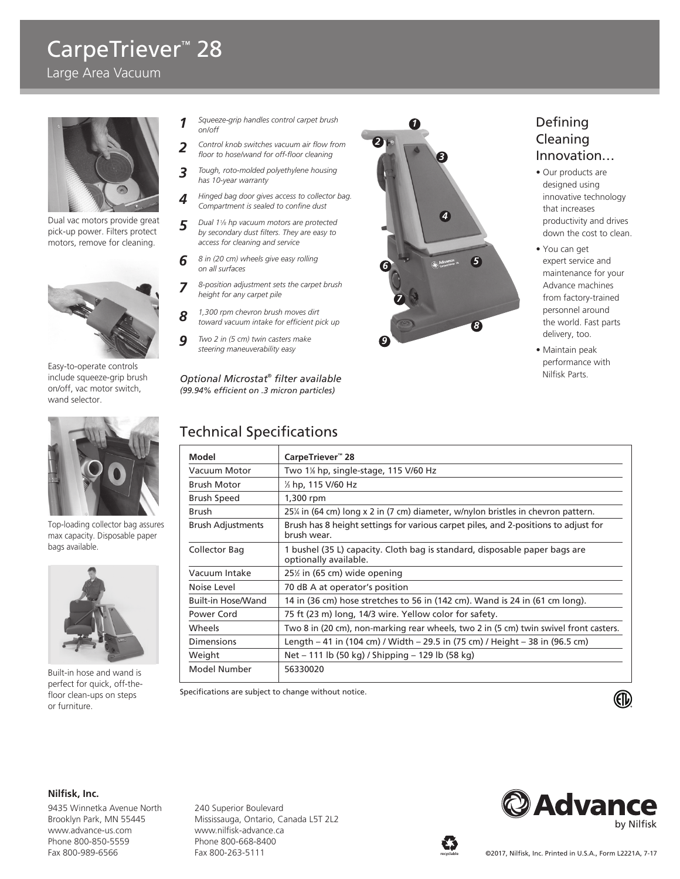# CarpeTriever™ 28

Large Area Vacuum

Dual vac motors provide great pick-up power. Filters protect motors, remove for cleaning.

Easy-to-operate controls include squeeze-grip brush on/off, vac motor switch, wand selector.

Top-loading collector bag assures max capacity. Disposable paper bags available.

Built-in hose and wand is perfect for quick, off-the-floor clean-ups on steps or furniture.

1. *Squeeze-grip handles control carpet brush on/off*
2. *Control knob switches vacuum air flow from floor to hose/wand for off-floor cleaning*
3. *Tough, roto-molded polyethylene housing has 10-year warranty*
4. *Hinged bag door gives access to collector bag. Compartment is sealed to confine dust*
5. *Dual 1⅛ hp vacuum motors are protected by secondary dust filters. They are easy to access for cleaning and service*
6. *8 in (20 cm) wheels give easy rolling on all surfaces*
7. *8-position adjustment sets the carpet brush height for any carpet pile*
8. *1,300 rpm chevron brush moves dirt toward vacuum intake for efficient pick up*
9. *Two 2 in (5 cm) twin casters make steering maneuverability easy*

*Optional Microstat® filter available*
*(99.94% efficient on .3 micron particles)*

## Defining Cleaning Innovation…

- Our products are designed using innovative technology that increases productivity and drives down the cost to clean.
- You can get expert service and maintenance for your Advance machines from factory-trained personnel around the world. Fast parts delivery, too.
- Maintain peak performance with Nilfisk Parts.

## Technical Specifications

| Model | CarpeTriever™ 28 |
|---|---|
| Vacuum Motor | Two 1⅛ hp, single-stage, 115 V/60 Hz |
| Brush Motor | ⅓ hp, 115 V/60 Hz |
| Brush Speed | 1,300 rpm |
| Brush | 25¼ in (64 cm) long x 2 in (7 cm) diameter, w/nylon bristles in chevron pattern. |
| Brush Adjustments | Brush has 8 height settings for various carpet piles, and 2-positions to adjust for brush wear. |
| Collector Bag | 1 bushel (35 L) capacity. Cloth bag is standard, disposable paper bags are optionally available. |
| Vacuum Intake | 25½ in (65 cm) wide opening |
| Noise Level | 70 dB A at operator's position |
| Built-in Hose/Wand | 14 in (36 cm) hose stretches to 56 in (142 cm). Wand is 24 in (61 cm long). |
| Power Cord | 75 ft (23 m) long, 14/3 wire. Yellow color for safety. |
| Wheels | Two 8 in (20 cm), non-marking rear wheels, two 2 in (5 cm) twin swivel front casters. |
| Dimensions | Length – 41 in (104 cm) / Width – 29.5 in (75 cm) / Height – 38 in (96.5 cm) |
| Weight | Net – 111 lb (50 kg) / Shipping – 129 lb (58 kg) |
| Model Number | 56330020 |

Specifications are subject to change without notice.

**Nilfisk, Inc.**

9435 Winnetka Avenue North
Brooklyn Park, MN 55445
www.advance-us.com
Phone 800-850-5559
Fax 800-989-6566

240 Superior Boulevard
Mississauga, Ontario, Canada L5T 2L2
www.nilfisk-advance.ca
Phone 800-668-8400
Fax 800-263-5111

Advance by Nilfisk

©2017, Nilfisk, Inc. Printed in U.S.A., Form L2221A, 7-17